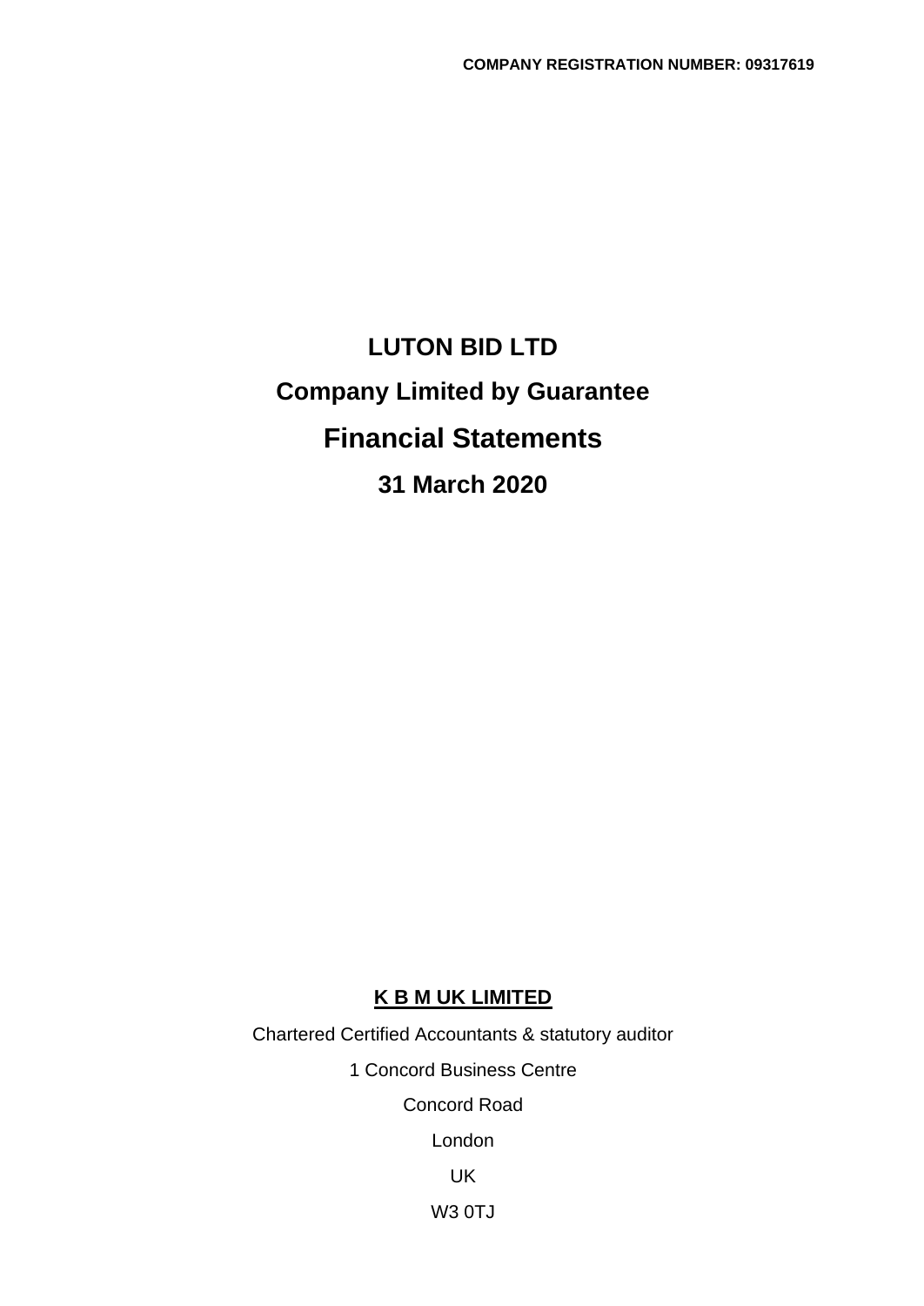**COMPANY REGISTRATION NUMBER: 09317619**

# LUTON BID LTD

## Company Limited by Guarantee

# Financial Statements

## 31 March 2020

**K B M UK LIMITED**

Chartered Certified Accountants & statutory auditor

1 Concord Business Centre

Concord Road

London

UK

W3 0TJ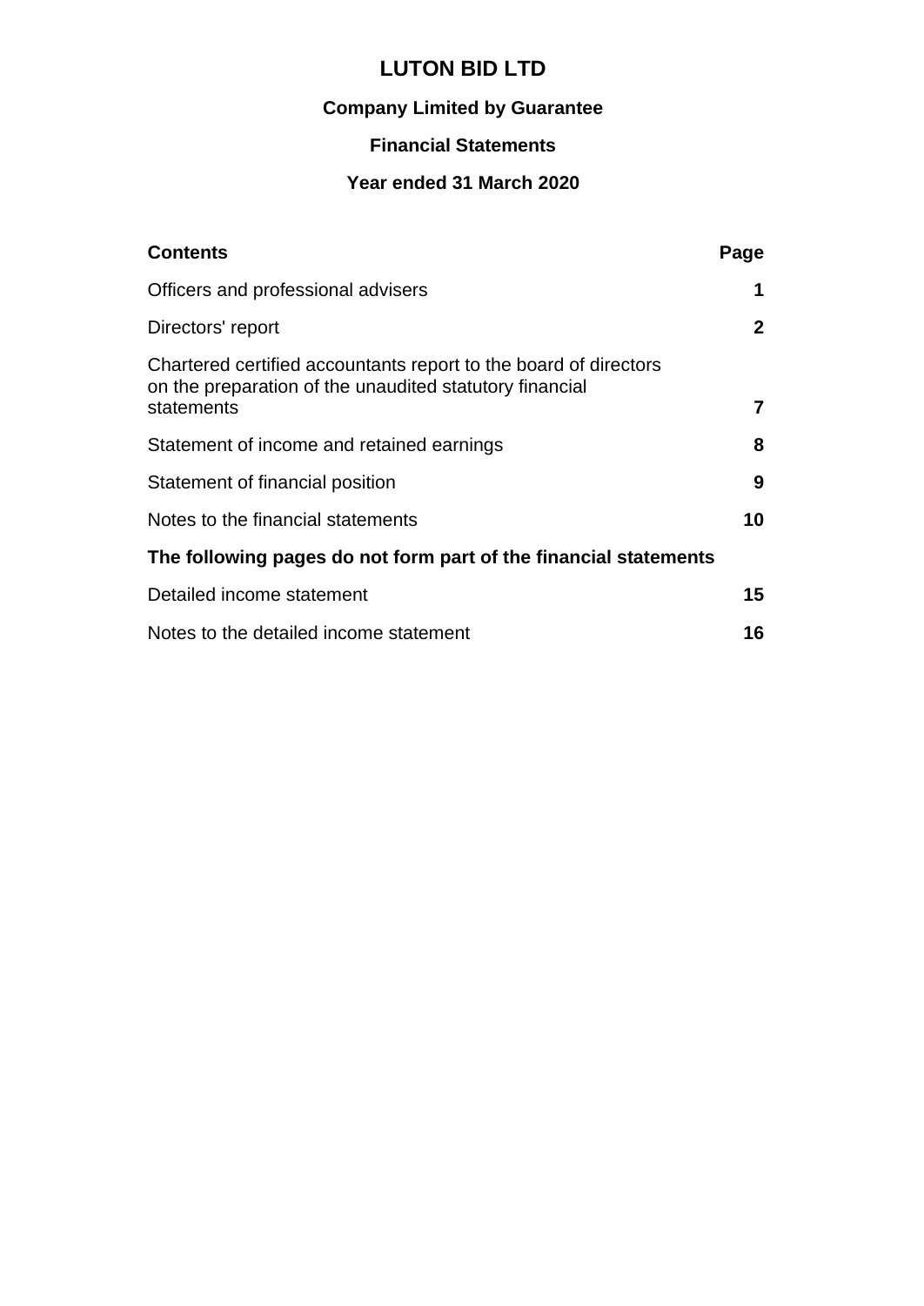# LUTON BID LTD

## Company Limited by Guarantee

## Financial Statements

## Year ended 31 March 2020

| **Contents** | **Page** |
| --- | --- |
| Officers and professional advisers | **1** |
| Directors' report | **2** |
| Chartered certified accountants report to the board of directors on the preparation of the unaudited statutory financial statements | **7** |
| Statement of income and retained earnings | **8** |
| Statement of financial position | **9** |
| Notes to the financial statements | **10** |
| **The following pages do not form part of the financial statements** | |
| Detailed income statement | **15** |
| Notes to the detailed income statement | **16** |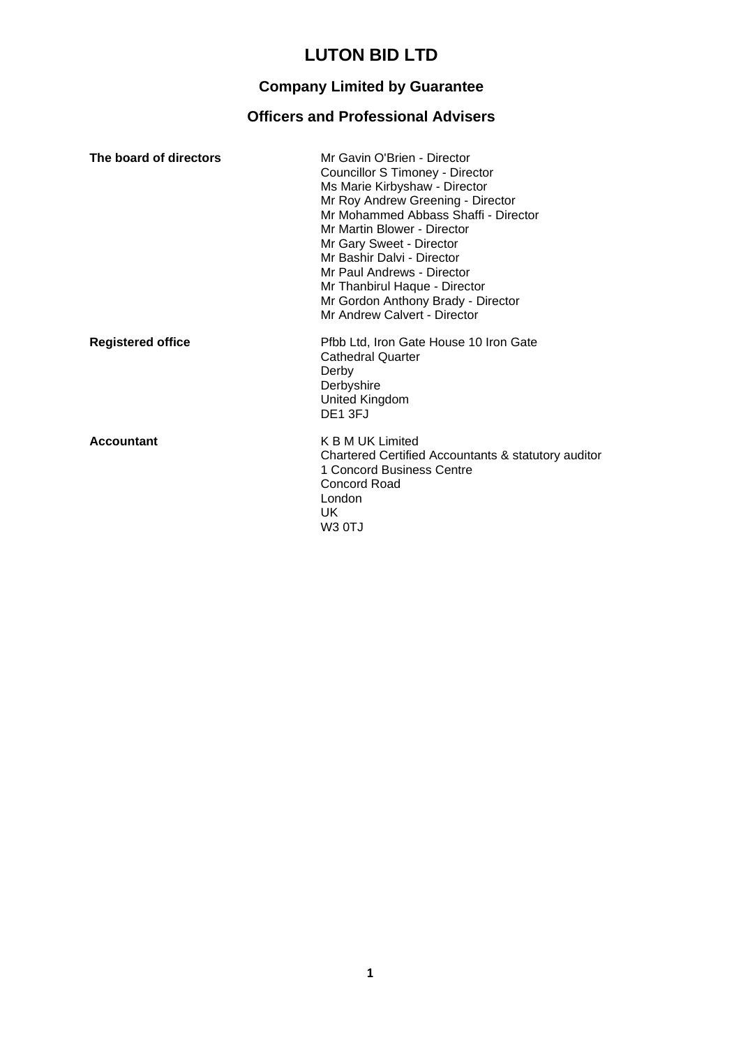# LUTON BID LTD

## Company Limited by Guarantee

## Officers and Professional Advisers

| | |
|---|---|
| **The board of directors** | Mr Gavin O'Brien - Director<br>Councillor S Timoney - Director<br>Ms Marie Kirbyshaw - Director<br>Mr Roy Andrew Greening - Director<br>Mr Mohammed Abbass Shaffi - Director<br>Mr Martin Blower - Director<br>Mr Gary Sweet - Director<br>Mr Bashir Dalvi - Director<br>Mr Paul Andrews - Director<br>Mr Thanbirul Haque - Director<br>Mr Gordon Anthony Brady - Director<br>Mr Andrew Calvert - Director |
| **Registered office** | Pfbb Ltd, Iron Gate House 10 Iron Gate<br>Cathedral Quarter<br>Derby<br>Derbyshire<br>United Kingdom<br>DE1 3FJ |
| **Accountant** | K B M UK Limited<br>Chartered Certified Accountants & statutory auditor<br>1 Concord Business Centre<br>Concord Road<br>London<br>UK<br>W3 0TJ |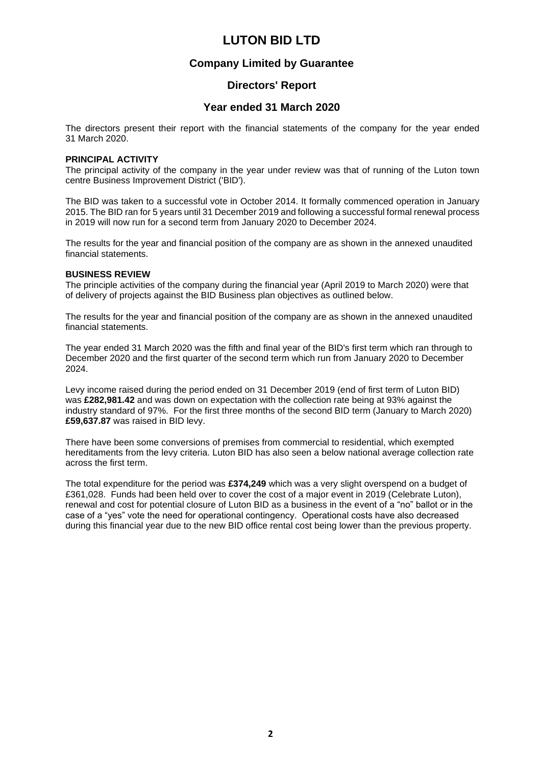# LUTON BID LTD

## Company Limited by Guarantee

## Directors' Report

## Year ended 31 March 2020

The directors present their report with the financial statements of the company for the year ended 31 March 2020.

**PRINCIPAL ACTIVITY**
The principal activity of the company in the year under review was that of running of the Luton town centre Business Improvement District ('BID').

The BID was taken to a successful vote in October 2014. It formally commenced operation in January 2015. The BID ran for 5 years until 31 December 2019 and following a successful formal renewal process in 2019 will now run for a second term from January 2020 to December 2024.

The results for the year and financial position of the company are as shown in the annexed unaudited financial statements.

**BUSINESS REVIEW**
The principle activities of the company during the financial year (April 2019 to March 2020) were that of delivery of projects against the BID Business plan objectives as outlined below.

The results for the year and financial position of the company are as shown in the annexed unaudited financial statements.

The year ended 31 March 2020 was the fifth and final year of the BID's first term which ran through to December 2020 and the first quarter of the second term which run from January 2020 to December 2024.

Levy income raised during the period ended on 31 December 2019 (end of first term of Luton BID) was **£282,981.42** and was down on expectation with the collection rate being at 93% against the industry standard of 97%. For the first three months of the second BID term (January to March 2020) **£59,637.87** was raised in BID levy.

There have been some conversions of premises from commercial to residential, which exempted hereditaments from the levy criteria. Luton BID has also seen a below national average collection rate across the first term.

The total expenditure for the period was **£374,249** which was a very slight overspend on a budget of £361,028. Funds had been held over to cover the cost of a major event in 2019 (Celebrate Luton), renewal and cost for potential closure of Luton BID as a business in the event of a "no" ballot or in the case of a "yes" vote the need for operational contingency. Operational costs have also decreased during this financial year due to the new BID office rental cost being lower than the previous property.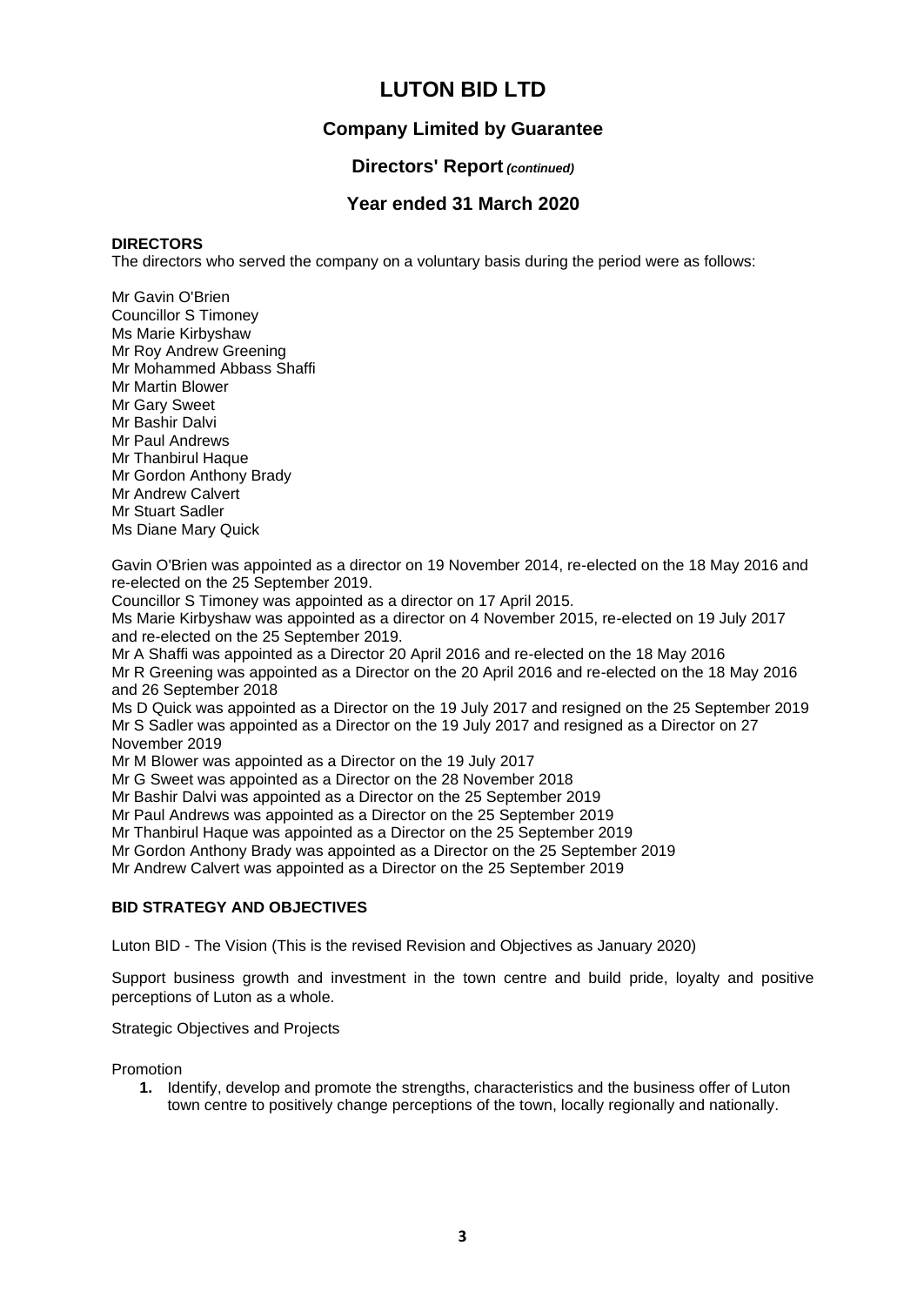# LUTON BID LTD

## Company Limited by Guarantee

### Directors' Report *(continued)*

### Year ended 31 March 2020

**DIRECTORS**

The directors who served the company on a voluntary basis during the period were as follows:

Mr Gavin O'Brien
Councillor S Timoney
Ms Marie Kirbyshaw
Mr Roy Andrew Greening
Mr Mohammed Abbass Shaffi
Mr Martin Blower
Mr Gary Sweet
Mr Bashir Dalvi
Mr Paul Andrews
Mr Thanbirul Haque
Mr Gordon Anthony Brady
Mr Andrew Calvert
Mr Stuart Sadler
Ms Diane Mary Quick

Gavin O'Brien was appointed as a director on 19 November 2014, re-elected on the 18 May 2016 and re-elected on the 25 September 2019.
Councillor S Timoney was appointed as a director on 17 April 2015.
Ms Marie Kirbyshaw was appointed as a director on 4 November 2015, re-elected on 19 July 2017 and re-elected on the 25 September 2019.
Mr A Shaffi was appointed as a Director 20 April 2016 and re-elected on the 18 May 2016
Mr R Greening was appointed as a Director on the 20 April 2016 and re-elected on the 18 May 2016 and 26 September 2018
Ms D Quick was appointed as a Director on the 19 July 2017 and resigned on the 25 September 2019
Mr S Sadler was appointed as a Director on the 19 July 2017 and resigned as a Director on 27 November 2019
Mr M Blower was appointed as a Director on the 19 July 2017
Mr G Sweet was appointed as a Director on the 28 November 2018
Mr Bashir Dalvi was appointed as a Director on the 25 September 2019
Mr Paul Andrews was appointed as a Director on the 25 September 2019
Mr Thanbirul Haque was appointed as a Director on the 25 September 2019
Mr Gordon Anthony Brady was appointed as a Director on the 25 September 2019
Mr Andrew Calvert was appointed as a Director on the 25 September 2019

**BID STRATEGY AND OBJECTIVES**

Luton BID - The Vision (This is the revised Revision and Objectives as January 2020)

Support business growth and investment in the town centre and build pride, loyalty and positive perceptions of Luton as a whole.

Strategic Objectives and Projects

Promotion

1. Identify, develop and promote the strengths, characteristics and the business offer of Luton town centre to positively change perceptions of the town, locally regionally and nationally.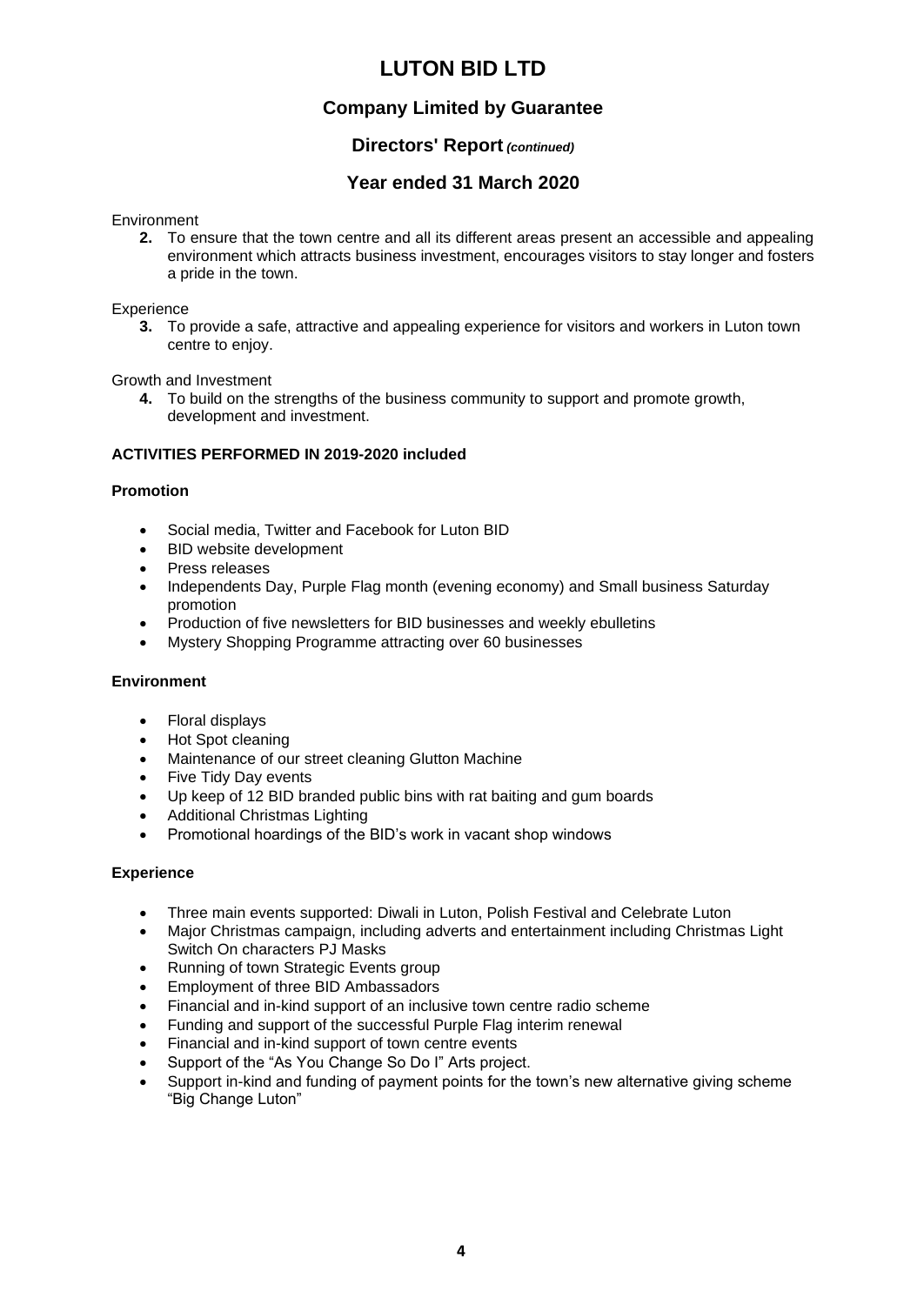# LUTON BID LTD

## Company Limited by Guarantee

### Directors' Report *(continued)*

### Year ended 31 March 2020

Environment

2. To ensure that the town centre and all its different areas present an accessible and appealing environment which attracts business investment, encourages visitors to stay longer and fosters a pride in the town.

Experience

3. To provide a safe, attractive and appealing experience for visitors and workers in Luton town centre to enjoy.

Growth and Investment

4. To build on the strengths of the business community to support and promote growth, development and investment.

**ACTIVITIES PERFORMED IN 2019-2020 included**

**Promotion**

- Social media, Twitter and Facebook for Luton BID
- BID website development
- Press releases
- Independents Day, Purple Flag month (evening economy) and Small business Saturday promotion
- Production of five newsletters for BID businesses and weekly ebulletins
- Mystery Shopping Programme attracting over 60 businesses

**Environment**

- Floral displays
- Hot Spot cleaning
- Maintenance of our street cleaning Glutton Machine
- Five Tidy Day events
- Up keep of 12 BID branded public bins with rat baiting and gum boards
- Additional Christmas Lighting
- Promotional hoardings of the BID's work in vacant shop windows

**Experience**

- Three main events supported: Diwali in Luton, Polish Festival and Celebrate Luton
- Major Christmas campaign, including adverts and entertainment including Christmas Light Switch On characters PJ Masks
- Running of town Strategic Events group
- Employment of three BID Ambassadors
- Financial and in-kind support of an inclusive town centre radio scheme
- Funding and support of the successful Purple Flag interim renewal
- Financial and in-kind support of town centre events
- Support of the "As You Change So Do I" Arts project.
- Support in-kind and funding of payment points for the town's new alternative giving scheme "Big Change Luton"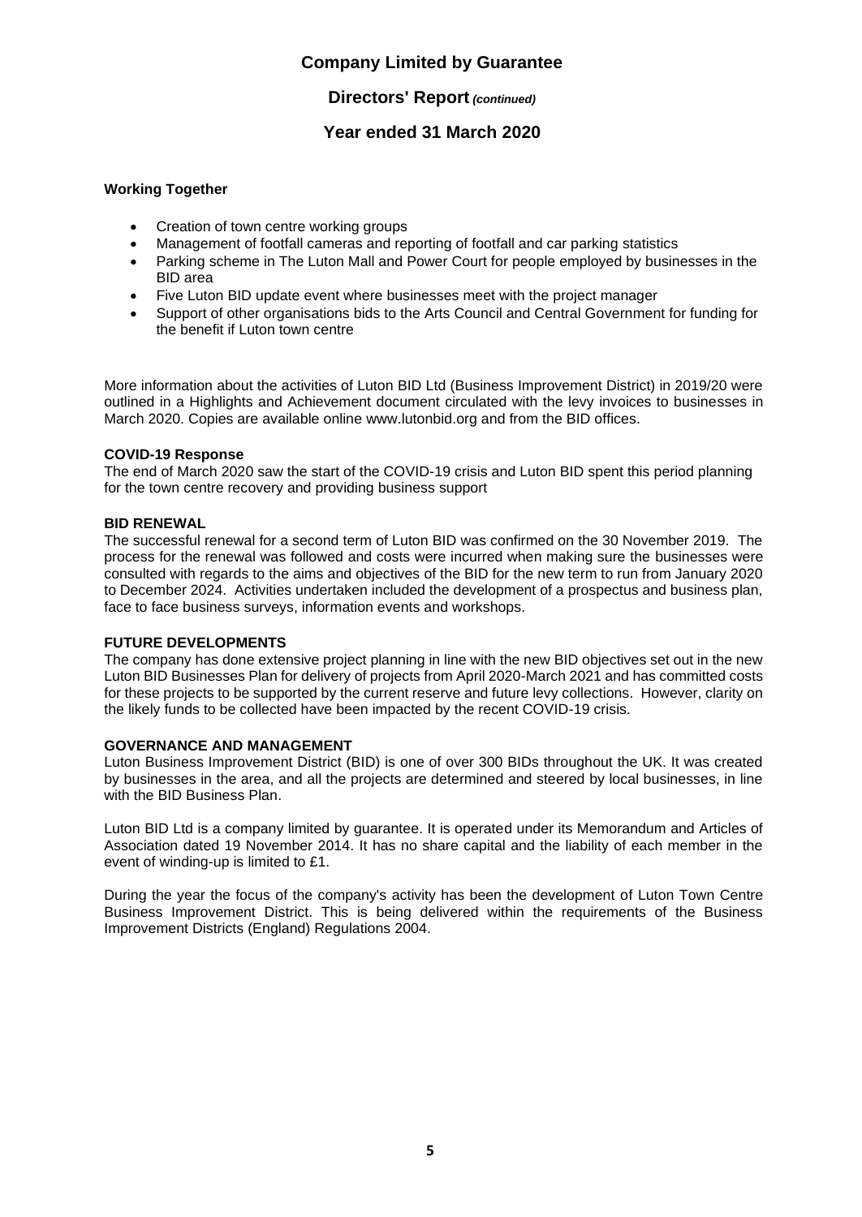**Working Together**

- Creation of town centre working groups
- Management of footfall cameras and reporting of footfall and car parking statistics
- Parking scheme in The Luton Mall and Power Court for people employed by businesses in the BID area
- Five Luton BID update event where businesses meet with the project manager
- Support of other organisations bids to the Arts Council and Central Government for funding for the benefit if Luton town centre

More information about the activities of Luton BID Ltd (Business Improvement District) in 2019/20 were outlined in a Highlights and Achievement document circulated with the levy invoices to businesses in March 2020. Copies are available online www.lutonbid.org and from the BID offices.

**COVID-19 Response**

The end of March 2020 saw the start of the COVID-19 crisis and Luton BID spent this period planning for the town centre recovery and providing business support

**BID RENEWAL**

The successful renewal for a second term of Luton BID was confirmed on the 30 November 2019. The process for the renewal was followed and costs were incurred when making sure the businesses were consulted with regards to the aims and objectives of the BID for the new term to run from January 2020 to December 2024. Activities undertaken included the development of a prospectus and business plan, face to face business surveys, information events and workshops.

**FUTURE DEVELOPMENTS**

The company has done extensive project planning in line with the new BID objectives set out in the new Luton BID Businesses Plan for delivery of projects from April 2020-March 2021 and has committed costs for these projects to be supported by the current reserve and future levy collections. However, clarity on the likely funds to be collected have been impacted by the recent COVID-19 crisis.

**GOVERNANCE AND MANAGEMENT**

Luton Business Improvement District (BID) is one of over 300 BIDs throughout the UK. It was created by businesses in the area, and all the projects are determined and steered by local businesses, in line with the BID Business Plan.

Luton BID Ltd is a company limited by guarantee. It is operated under its Memorandum and Articles of Association dated 19 November 2014. It has no share capital and the liability of each member in the event of winding-up is limited to £1.

During the year the focus of the company's activity has been the development of Luton Town Centre Business Improvement District. This is being delivered within the requirements of the Business Improvement Districts (England) Regulations 2004.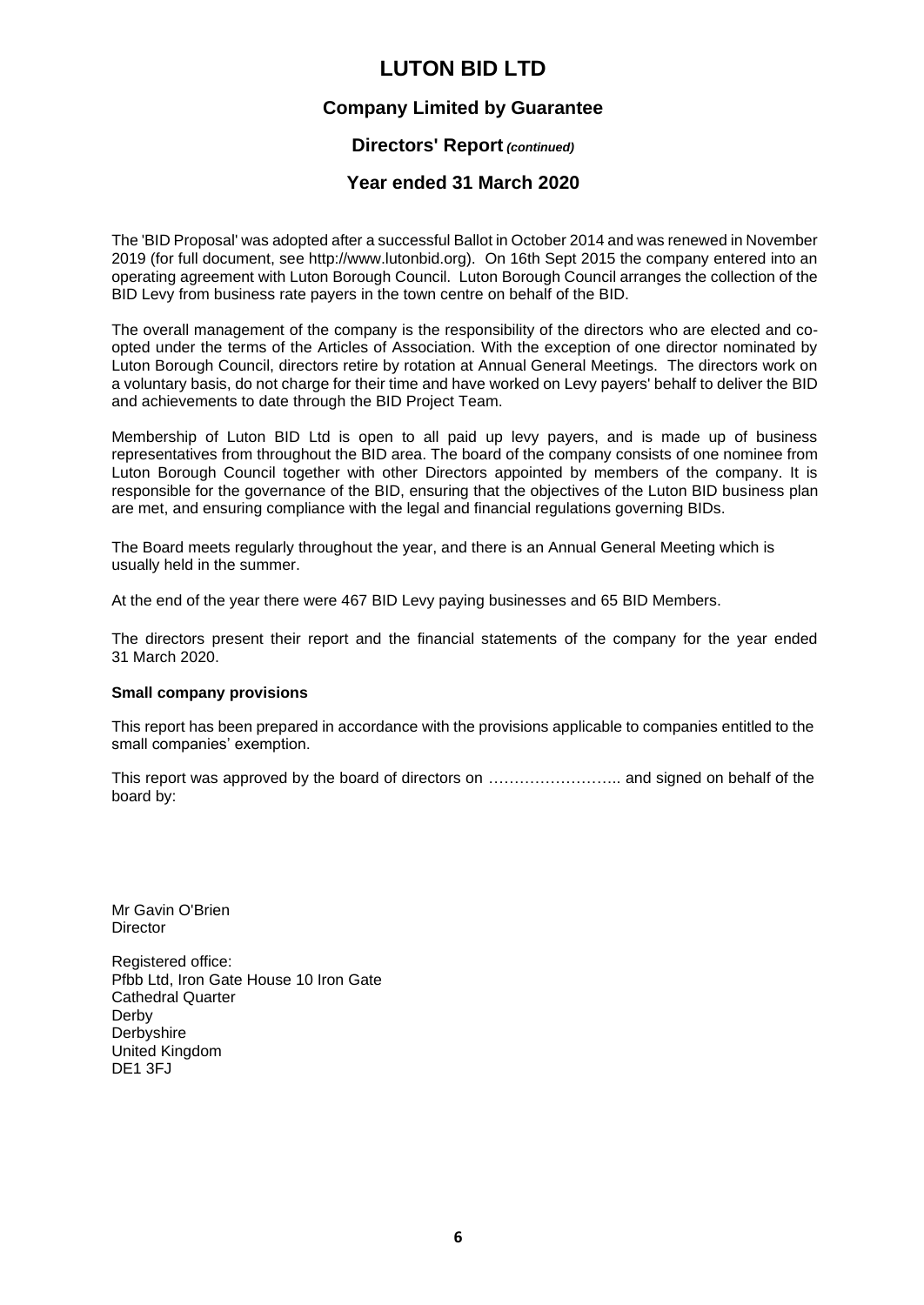# LUTON BID LTD

## Company Limited by Guarantee

### Directors' Report *(continued)*

### Year ended 31 March 2020

The 'BID Proposal' was adopted after a successful Ballot in October 2014 and was renewed in November 2019 (for full document, see http://www.lutonbid.org). On 16th Sept 2015 the company entered into an operating agreement with Luton Borough Council. Luton Borough Council arranges the collection of the BID Levy from business rate payers in the town centre on behalf of the BID.

The overall management of the company is the responsibility of the directors who are elected and co-opted under the terms of the Articles of Association. With the exception of one director nominated by Luton Borough Council, directors retire by rotation at Annual General Meetings. The directors work on a voluntary basis, do not charge for their time and have worked on Levy payers' behalf to deliver the BID and achievements to date through the BID Project Team.

Membership of Luton BID Ltd is open to all paid up levy payers, and is made up of business representatives from throughout the BID area. The board of the company consists of one nominee from Luton Borough Council together with other Directors appointed by members of the company. It is responsible for the governance of the BID, ensuring that the objectives of the Luton BID business plan are met, and ensuring compliance with the legal and financial regulations governing BIDs.

The Board meets regularly throughout the year, and there is an Annual General Meeting which is usually held in the summer.

At the end of the year there were 467 BID Levy paying businesses and 65 BID Members.

The directors present their report and the financial statements of the company for the year ended 31 March 2020.

**Small company provisions**

This report has been prepared in accordance with the provisions applicable to companies entitled to the small companies' exemption.

This report was approved by the board of directors on …………………….. and signed on behalf of the board by:

Mr Gavin O'Brien
Director

Registered office:
Pfbb Ltd, Iron Gate House 10 Iron Gate
Cathedral Quarter
Derby
Derbyshire
United Kingdom
DE1 3FJ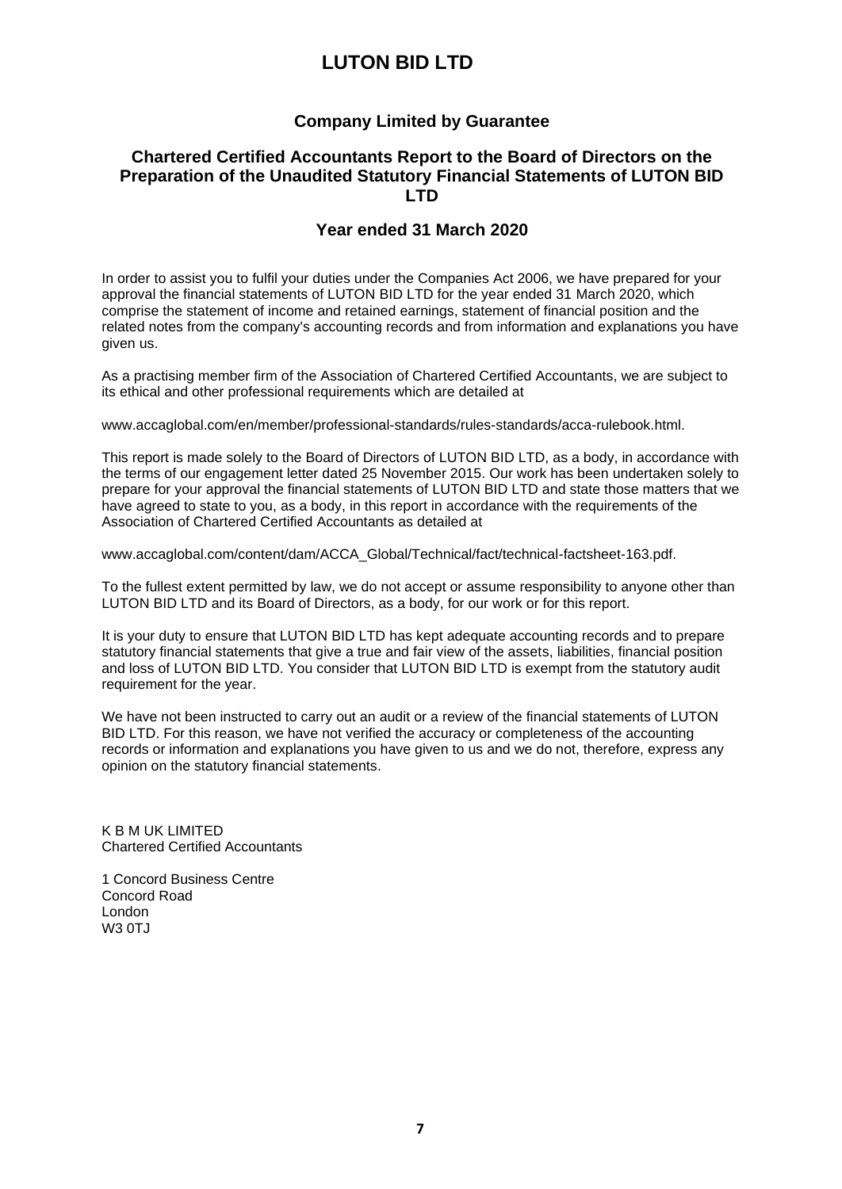# LUTON BID LTD

## Company Limited by Guarantee

## Chartered Certified Accountants Report to the Board of Directors on the Preparation of the Unaudited Statutory Financial Statements of LUTON BID LTD

## Year ended 31 March 2020

In order to assist you to fulfil your duties under the Companies Act 2006, we have prepared for your approval the financial statements of LUTON BID LTD for the year ended 31 March 2020, which comprise the statement of income and retained earnings, statement of financial position and the related notes from the company's accounting records and from information and explanations you have given us.

As a practising member firm of the Association of Chartered Certified Accountants, we are subject to its ethical and other professional requirements which are detailed at

www.accaglobal.com/en/member/professional-standards/rules-standards/acca-rulebook.html.

This report is made solely to the Board of Directors of LUTON BID LTD, as a body, in accordance with the terms of our engagement letter dated 25 November 2015. Our work has been undertaken solely to prepare for your approval the financial statements of LUTON BID LTD and state those matters that we have agreed to state to you, as a body, in this report in accordance with the requirements of the Association of Chartered Certified Accountants as detailed at

www.accaglobal.com/content/dam/ACCA_Global/Technical/fact/technical-factsheet-163.pdf.

To the fullest extent permitted by law, we do not accept or assume responsibility to anyone other than LUTON BID LTD and its Board of Directors, as a body, for our work or for this report.

It is your duty to ensure that LUTON BID LTD has kept adequate accounting records and to prepare statutory financial statements that give a true and fair view of the assets, liabilities, financial position and loss of LUTON BID LTD. You consider that LUTON BID LTD is exempt from the statutory audit requirement for the year.

We have not been instructed to carry out an audit or a review of the financial statements of LUTON BID LTD. For this reason, we have not verified the accuracy or completeness of the accounting records or information and explanations you have given to us and we do not, therefore, express any opinion on the statutory financial statements.

K B M UK LIMITED
Chartered Certified Accountants

1 Concord Business Centre
Concord Road
London
W3 0TJ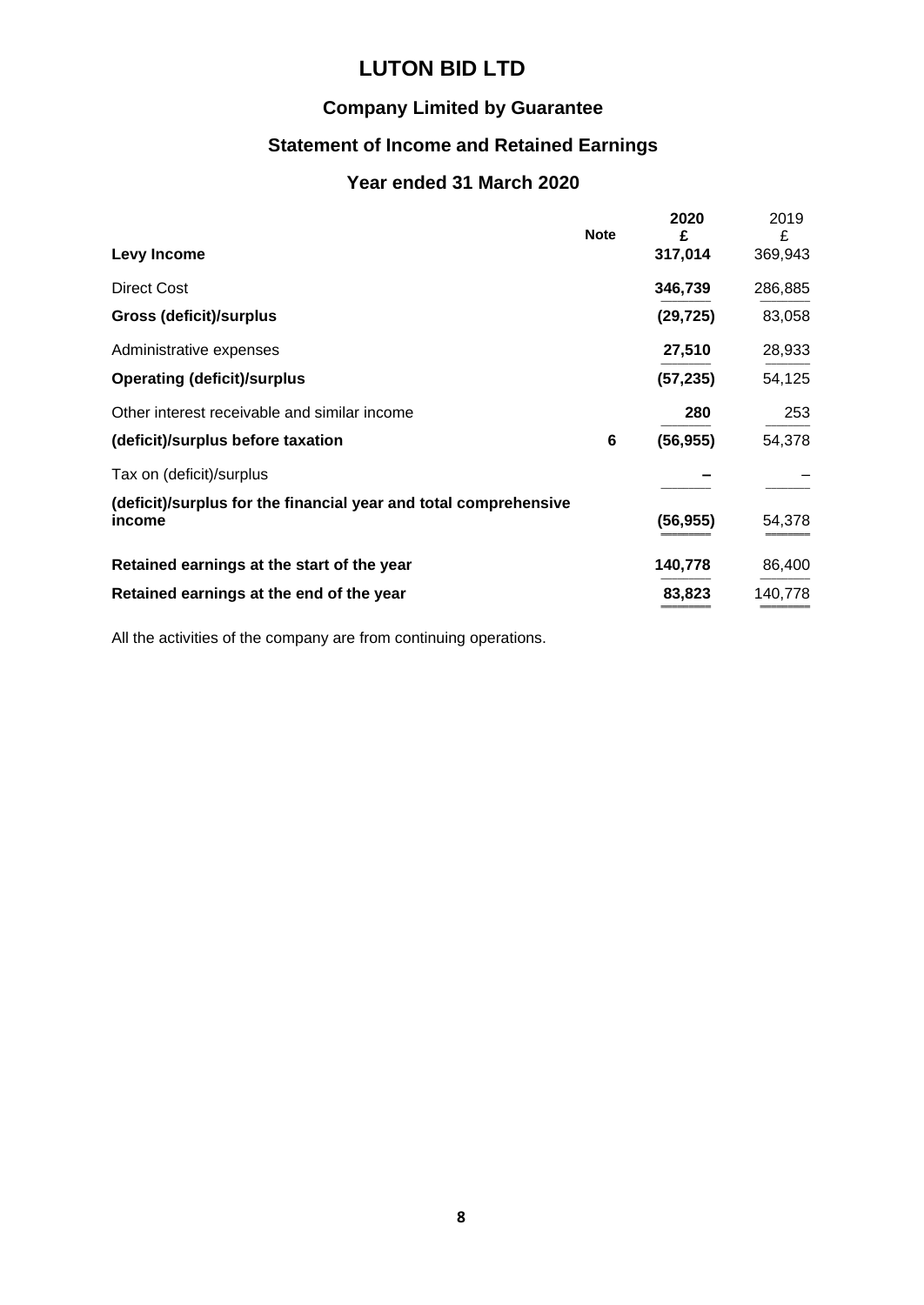# LUTON BID LTD

## Company Limited by Guarantee

## Statement of Income and Retained Earnings

### Year ended 31 March 2020

| | Note | 2020<br>£ | 2019<br>£ |
|---|---|---|---|
| **Levy Income** | | **317,014** | 369,943 |
| Direct Cost | | **346,739** | 286,885 |
| **Gross (deficit)/surplus** | | **(29,725)** | 83,058 |
| Administrative expenses | | **27,510** | 28,933 |
| **Operating (deficit)/surplus** | | **(57,235)** | 54,125 |
| Other interest receivable and similar income | | **280** | 253 |
| **(deficit)/surplus before taxation** | **6** | **(56,955)** | 54,378 |
| Tax on (deficit)/surplus | | **–** | – |
| **(deficit)/surplus for the financial year and total comprehensive income** | | **(56,955)** | 54,378 |
| **Retained earnings at the start of the year** | | **140,778** | 86,400 |
| **Retained earnings at the end of the year** | | **83,823** | 140,778 |

All the activities of the company are from continuing operations.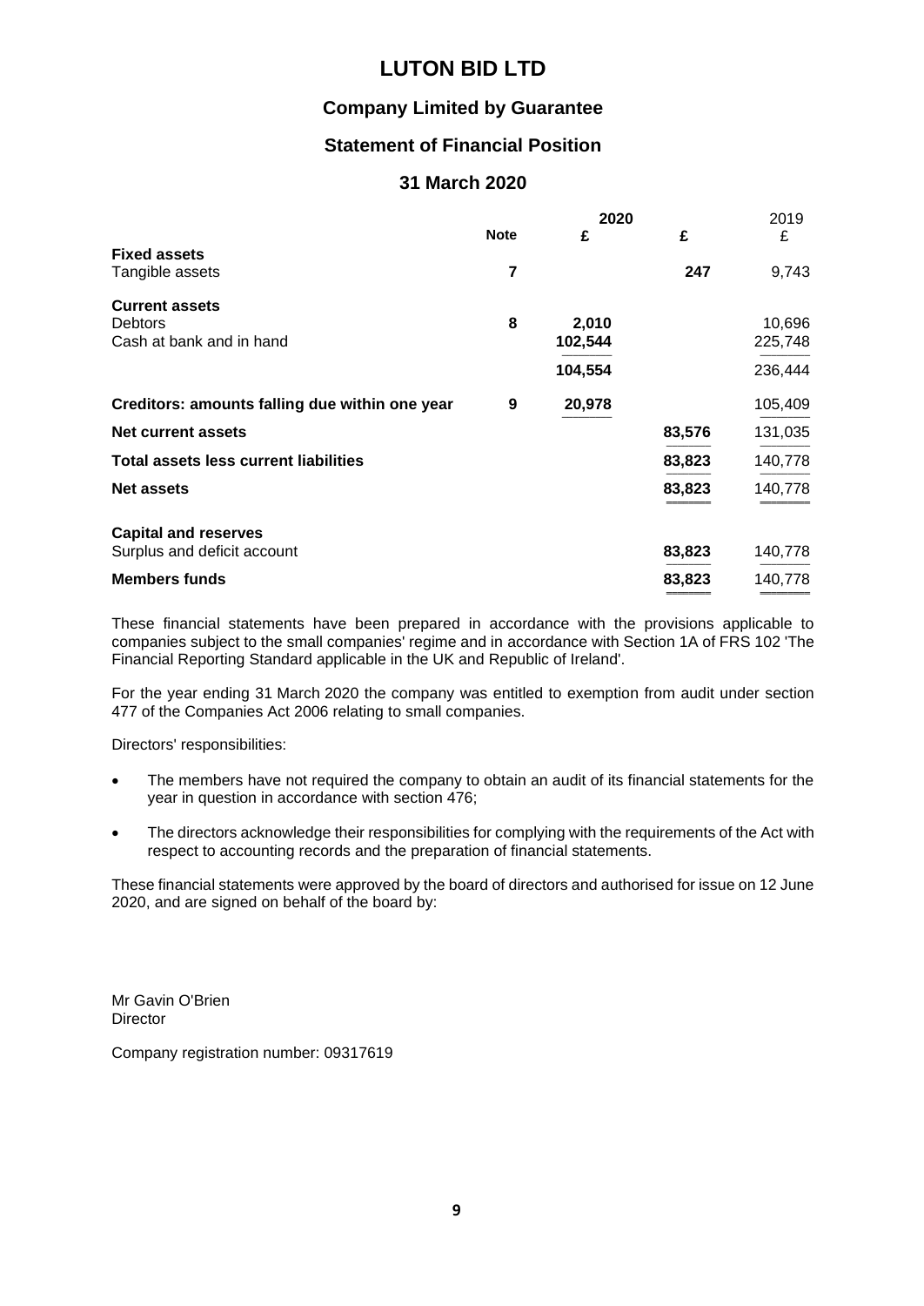# LUTON BID LTD

## Company Limited by Guarantee

## Statement of Financial Position

## 31 March 2020

| | Note | 2020 £ | £ | 2019 £ |
|---|---|---|---|---|
| **Fixed assets** | | | | |
| Tangible assets | 7 | | 247 | 9,743 |
| **Current assets** | | | | |
| Debtors | 8 | 2,010 | | 10,696 |
| Cash at bank and in hand | | 102,544 | | 225,748 |
| | | 104,554 | | 236,444 |
| **Creditors: amounts falling due within one year** | 9 | 20,978 | | 105,409 |
| **Net current assets** | | | 83,576 | 131,035 |
| **Total assets less current liabilities** | | | 83,823 | 140,778 |
| **Net assets** | | | 83,823 | 140,778 |
| **Capital and reserves** | | | | |
| Surplus and deficit account | | | 83,823 | 140,778 |
| **Members funds** | | | 83,823 | 140,778 |

These financial statements have been prepared in accordance with the provisions applicable to companies subject to the small companies' regime and in accordance with Section 1A of FRS 102 'The Financial Reporting Standard applicable in the UK and Republic of Ireland'.

For the year ending 31 March 2020 the company was entitled to exemption from audit under section 477 of the Companies Act 2006 relating to small companies.

Directors' responsibilities:

- The members have not required the company to obtain an audit of its financial statements for the year in question in accordance with section 476;
- The directors acknowledge their responsibilities for complying with the requirements of the Act with respect to accounting records and the preparation of financial statements.

These financial statements were approved by the board of directors and authorised for issue on 12 June 2020, and are signed on behalf of the board by:

Mr Gavin O'Brien
Director

Company registration number: 09317619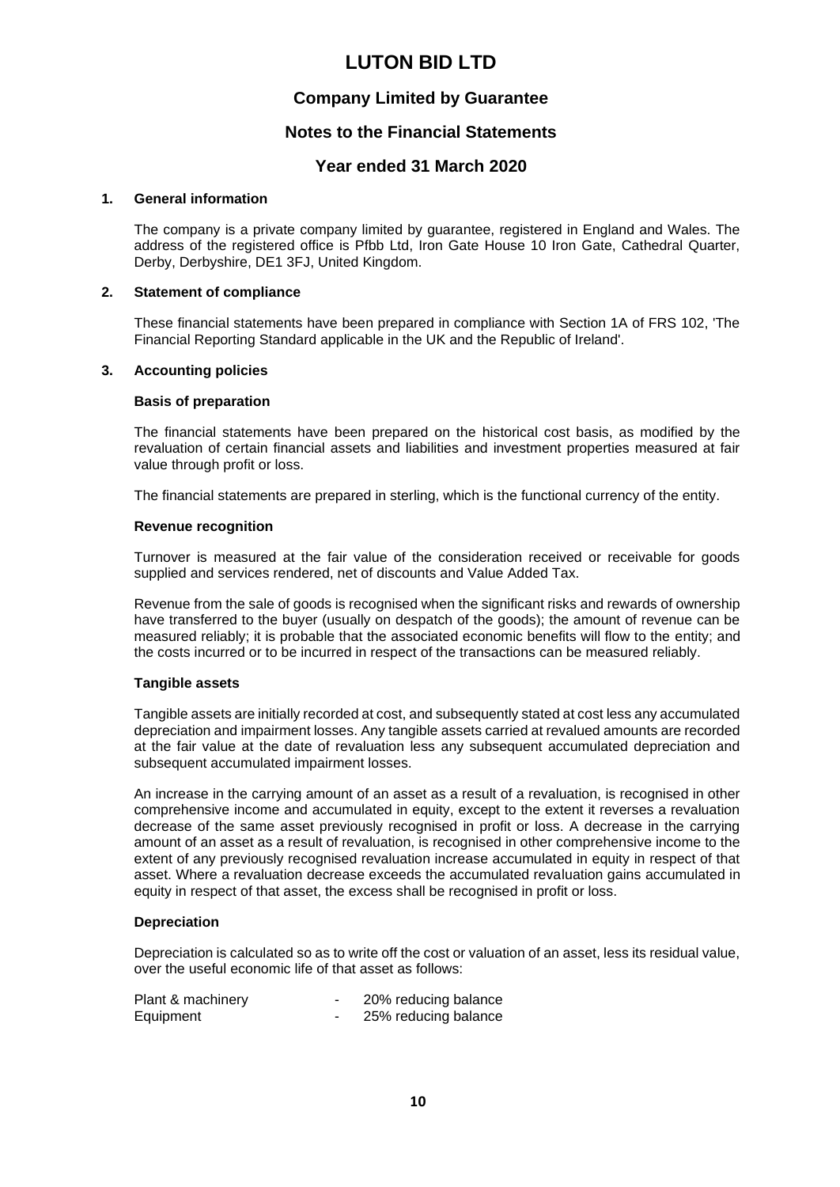# LUTON BID LTD

## Company Limited by Guarantee

## Notes to the Financial Statements

## Year ended 31 March 2020

### 1. General information

The company is a private company limited by guarantee, registered in England and Wales. The address of the registered office is Pfbb Ltd, Iron Gate House 10 Iron Gate, Cathedral Quarter, Derby, Derbyshire, DE1 3FJ, United Kingdom.

### 2. Statement of compliance

These financial statements have been prepared in compliance with Section 1A of FRS 102, 'The Financial Reporting Standard applicable in the UK and the Republic of Ireland'.

### 3. Accounting policies

**Basis of preparation**

The financial statements have been prepared on the historical cost basis, as modified by the revaluation of certain financial assets and liabilities and investment properties measured at fair value through profit or loss.

The financial statements are prepared in sterling, which is the functional currency of the entity.

**Revenue recognition**

Turnover is measured at the fair value of the consideration received or receivable for goods supplied and services rendered, net of discounts and Value Added Tax.

Revenue from the sale of goods is recognised when the significant risks and rewards of ownership have transferred to the buyer (usually on despatch of the goods); the amount of revenue can be measured reliably; it is probable that the associated economic benefits will flow to the entity; and the costs incurred or to be incurred in respect of the transactions can be measured reliably.

**Tangible assets**

Tangible assets are initially recorded at cost, and subsequently stated at cost less any accumulated depreciation and impairment losses. Any tangible assets carried at revalued amounts are recorded at the fair value at the date of revaluation less any subsequent accumulated depreciation and subsequent accumulated impairment losses.

An increase in the carrying amount of an asset as a result of a revaluation, is recognised in other comprehensive income and accumulated in equity, except to the extent it reverses a revaluation decrease of the same asset previously recognised in profit or loss. A decrease in the carrying amount of an asset as a result of revaluation, is recognised in other comprehensive income to the extent of any previously recognised revaluation increase accumulated in equity in respect of that asset. Where a revaluation decrease exceeds the accumulated revaluation gains accumulated in equity in respect of that asset, the excess shall be recognised in profit or loss.

**Depreciation**

Depreciation is calculated so as to write off the cost or valuation of an asset, less its residual value, over the useful economic life of that asset as follows:

| | | |
|---|---|---|
| Plant & machinery | - | 20% reducing balance |
| Equipment | - | 25% reducing balance |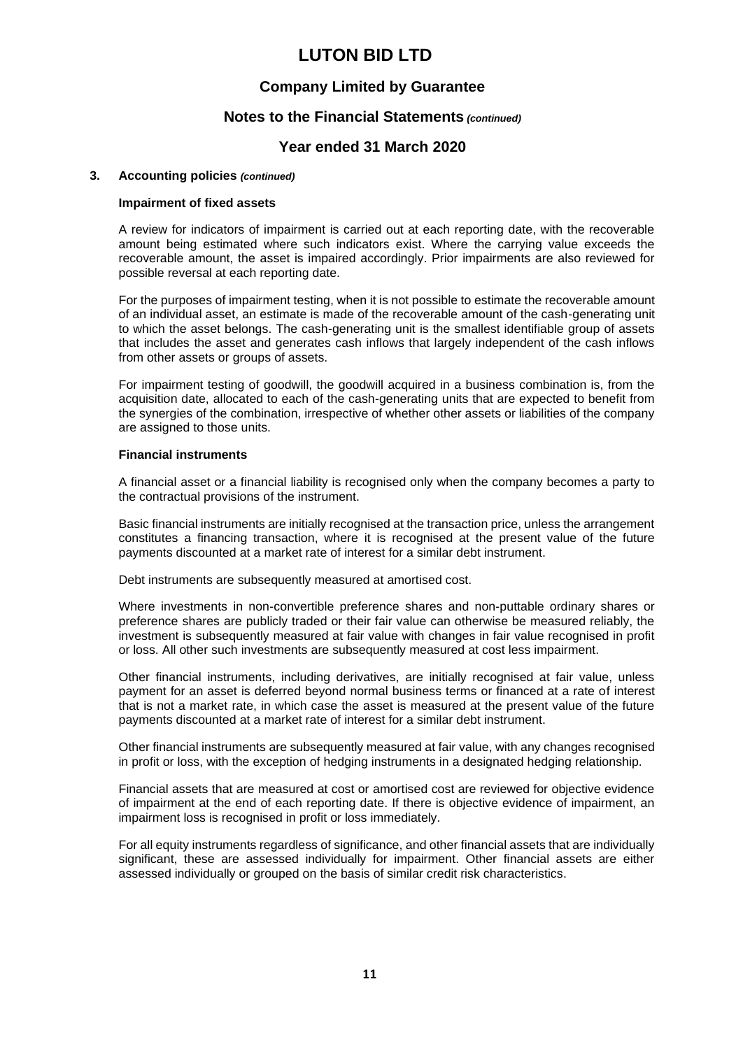# LUTON BID LTD

## Company Limited by Guarantee

## Notes to the Financial Statements *(continued)*

## Year ended 31 March 2020

### 3. Accounting policies *(continued)*

#### Impairment of fixed assets

A review for indicators of impairment is carried out at each reporting date, with the recoverable amount being estimated where such indicators exist. Where the carrying value exceeds the recoverable amount, the asset is impaired accordingly. Prior impairments are also reviewed for possible reversal at each reporting date.

For the purposes of impairment testing, when it is not possible to estimate the recoverable amount of an individual asset, an estimate is made of the recoverable amount of the cash-generating unit to which the asset belongs. The cash-generating unit is the smallest identifiable group of assets that includes the asset and generates cash inflows that largely independent of the cash inflows from other assets or groups of assets.

For impairment testing of goodwill, the goodwill acquired in a business combination is, from the acquisition date, allocated to each of the cash-generating units that are expected to benefit from the synergies of the combination, irrespective of whether other assets or liabilities of the company are assigned to those units.

#### Financial instruments

A financial asset or a financial liability is recognised only when the company becomes a party to the contractual provisions of the instrument.

Basic financial instruments are initially recognised at the transaction price, unless the arrangement constitutes a financing transaction, where it is recognised at the present value of the future payments discounted at a market rate of interest for a similar debt instrument.

Debt instruments are subsequently measured at amortised cost.

Where investments in non-convertible preference shares and non-puttable ordinary shares or preference shares are publicly traded or their fair value can otherwise be measured reliably, the investment is subsequently measured at fair value with changes in fair value recognised in profit or loss. All other such investments are subsequently measured at cost less impairment.

Other financial instruments, including derivatives, are initially recognised at fair value, unless payment for an asset is deferred beyond normal business terms or financed at a rate of interest that is not a market rate, in which case the asset is measured at the present value of the future payments discounted at a market rate of interest for a similar debt instrument.

Other financial instruments are subsequently measured at fair value, with any changes recognised in profit or loss, with the exception of hedging instruments in a designated hedging relationship.

Financial assets that are measured at cost or amortised cost are reviewed for objective evidence of impairment at the end of each reporting date. If there is objective evidence of impairment, an impairment loss is recognised in profit or loss immediately.

For all equity instruments regardless of significance, and other financial assets that are individually significant, these are assessed individually for impairment. Other financial assets are either assessed individually or grouped on the basis of similar credit risk characteristics.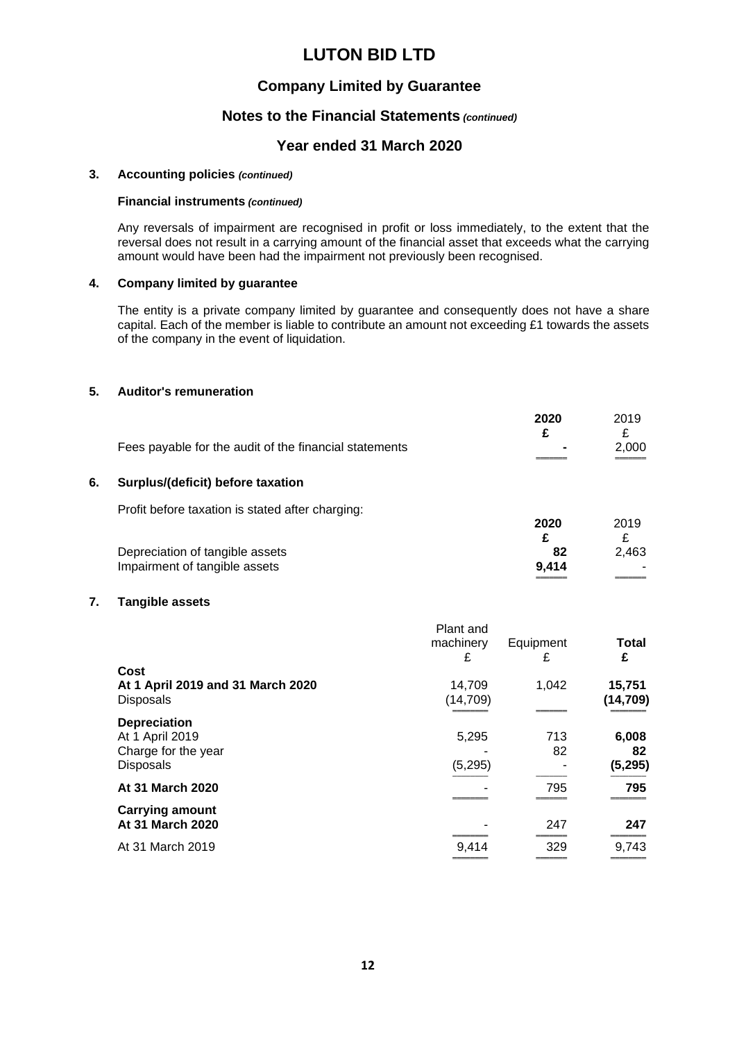# LUTON BID LTD

## Company Limited by Guarantee

## Notes to the Financial Statements *(continued)*

## Year ended 31 March 2020

### 3. Accounting policies *(continued)*

**Financial instruments** ***(continued)***

Any reversals of impairment are recognised in profit or loss immediately, to the extent that the reversal does not result in a carrying amount of the financial asset that exceeds what the carrying amount would have been had the impairment not previously been recognised.

### 4. Company limited by guarantee

The entity is a private company limited by guarantee and consequently does not have a share capital. Each of the member is liable to contribute an amount not exceeding £1 towards the assets of the company in the event of liquidation.

### 5. Auditor's remuneration

| | 2020 | 2019 |
|---|---|---|
| | £ | £ |
| Fees payable for the audit of the financial statements | - | 2,000 |

### 6. Surplus/(deficit) before taxation

Profit before taxation is stated after charging:

| | 2020 | 2019 |
|---|---|---|
| | £ | £ |
| Depreciation of tangible assets | 82 | 2,463 |
| Impairment of tangible assets | 9,414 | - |

### 7. Tangible assets

| | Plant and machinery | Equipment | Total |
|---|---|---|---|
| | £ | £ | £ |
| **Cost** | | | |
| **At 1 April 2019 and 31 March 2020** | 14,709 | 1,042 | 15,751 |
| Disposals | (14,709) | | (14,709) |
| **Depreciation** | | | |
| At 1 April 2019 | 5,295 | 713 | 6,008 |
| Charge for the year | - | 82 | 82 |
| Disposals | (5,295) | - | (5,295) |
| **At 31 March 2020** | - | 795 | 795 |
| **Carrying amount** | | | |
| **At 31 March 2020** | - | 247 | 247 |
| At 31 March 2019 | 9,414 | 329 | 9,743 |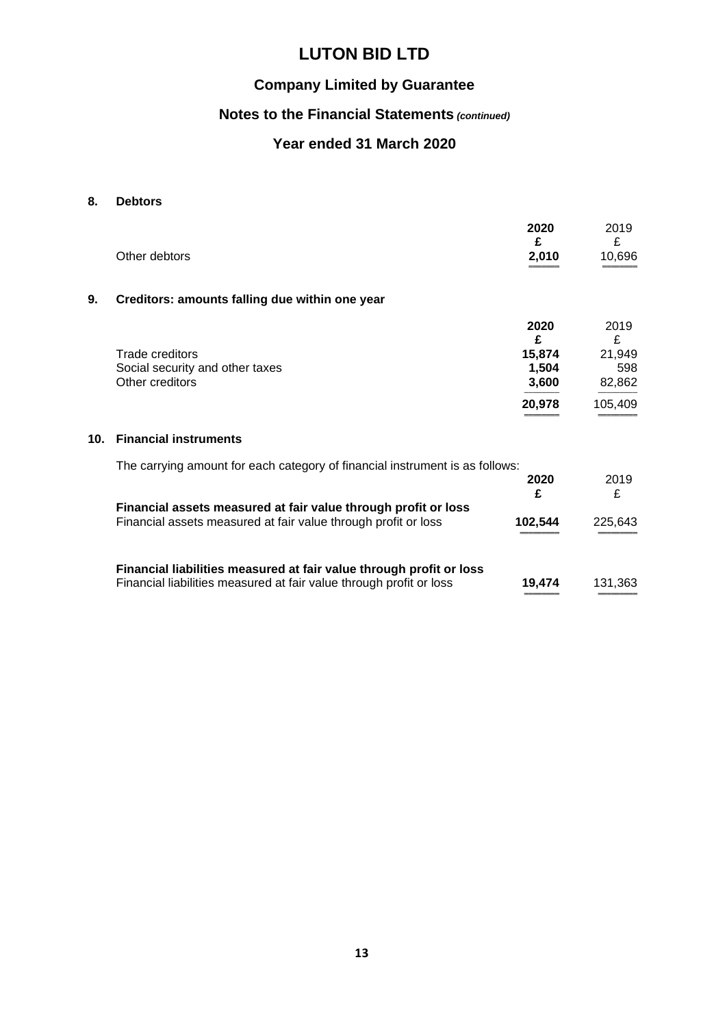# LUTON BID LTD

## Company Limited by Guarantee

## Notes to the Financial Statements *(continued)*

## Year ended 31 March 2020

### 8. Debtors

| | 2020 | 2019 |
|---|---|---|
| | £ | £ |
| Other debtors | 2,010 | 10,696 |

### 9. Creditors: amounts falling due within one year

| | 2020 | 2019 |
|---|---|---|
| | £ | £ |
| Trade creditors | 15,874 | 21,949 |
| Social security and other taxes | 1,504 | 598 |
| Other creditors | 3,600 | 82,862 |
| | 20,978 | 105,409 |

### 10. Financial instruments

The carrying amount for each category of financial instrument is as follows:

| | 2020 | 2019 |
|---|---|---|
| | £ | £ |
| **Financial assets measured at fair value through profit or loss** | | |
| Financial assets measured at fair value through profit or loss | 102,544 | 225,643 |
| **Financial liabilities measured at fair value through profit or loss** | | |
| Financial liabilities measured at fair value through profit or loss | 19,474 | 131,363 |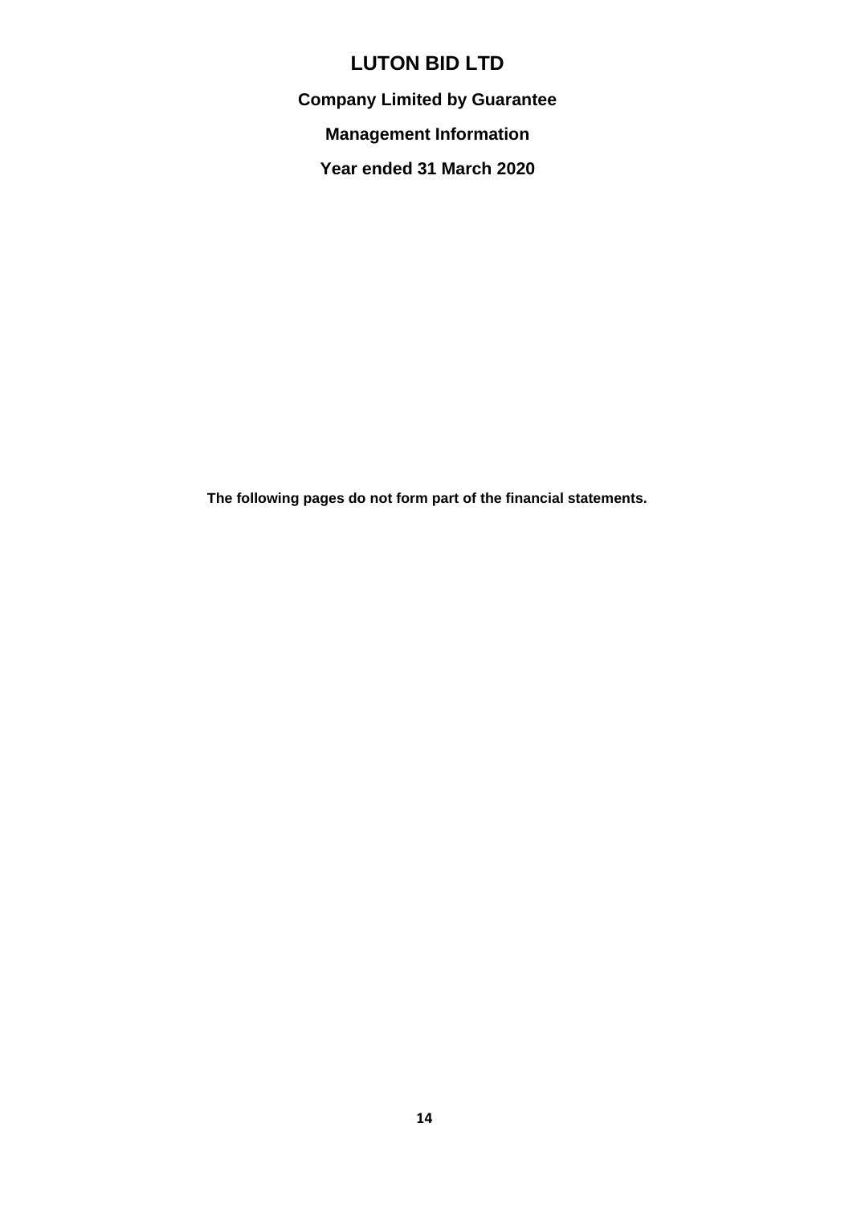# LUTON BID LTD

**Company Limited by Guarantee**

**Management Information**

**Year ended 31 March 2020**

**The following pages do not form part of the financial statements.**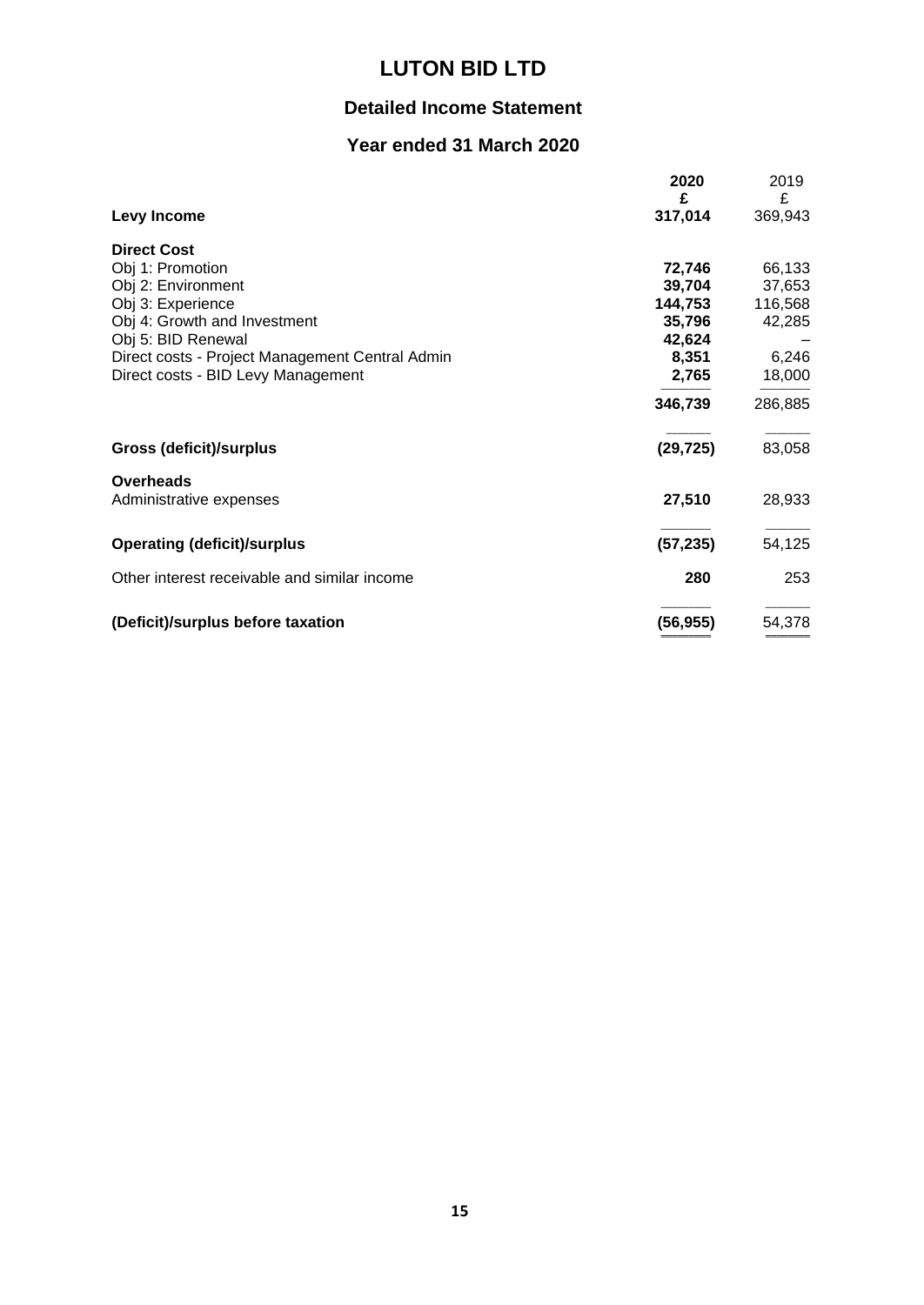# LUTON BID LTD

## Detailed Income Statement

## Year ended 31 March 2020

| | 2020 | 2019 |
|---|---|---|
| | £ | £ |
| **Levy Income** | **317,014** | 369,943 |
| **Direct Cost** | | |
| Obj 1: Promotion | **72,746** | 66,133 |
| Obj 2: Environment | **39,704** | 37,653 |
| Obj 3: Experience | **144,753** | 116,568 |
| Obj 4: Growth and Investment | **35,796** | 42,285 |
| Obj 5: BID Renewal | **42,624** | – |
| Direct costs - Project Management Central Admin | **8,351** | 6,246 |
| Direct costs - BID Levy Management | **2,765** | 18,000 |
| | **346,739** | 286,885 |
| **Gross (deficit)/surplus** | **(29,725)** | 83,058 |
| **Overheads** | | |
| Administrative expenses | **27,510** | 28,933 |
| **Operating (deficit)/surplus** | **(57,235)** | 54,125 |
| Other interest receivable and similar income | **280** | 253 |
| **(Deficit)/surplus before taxation** | **(56,955)** | 54,378 |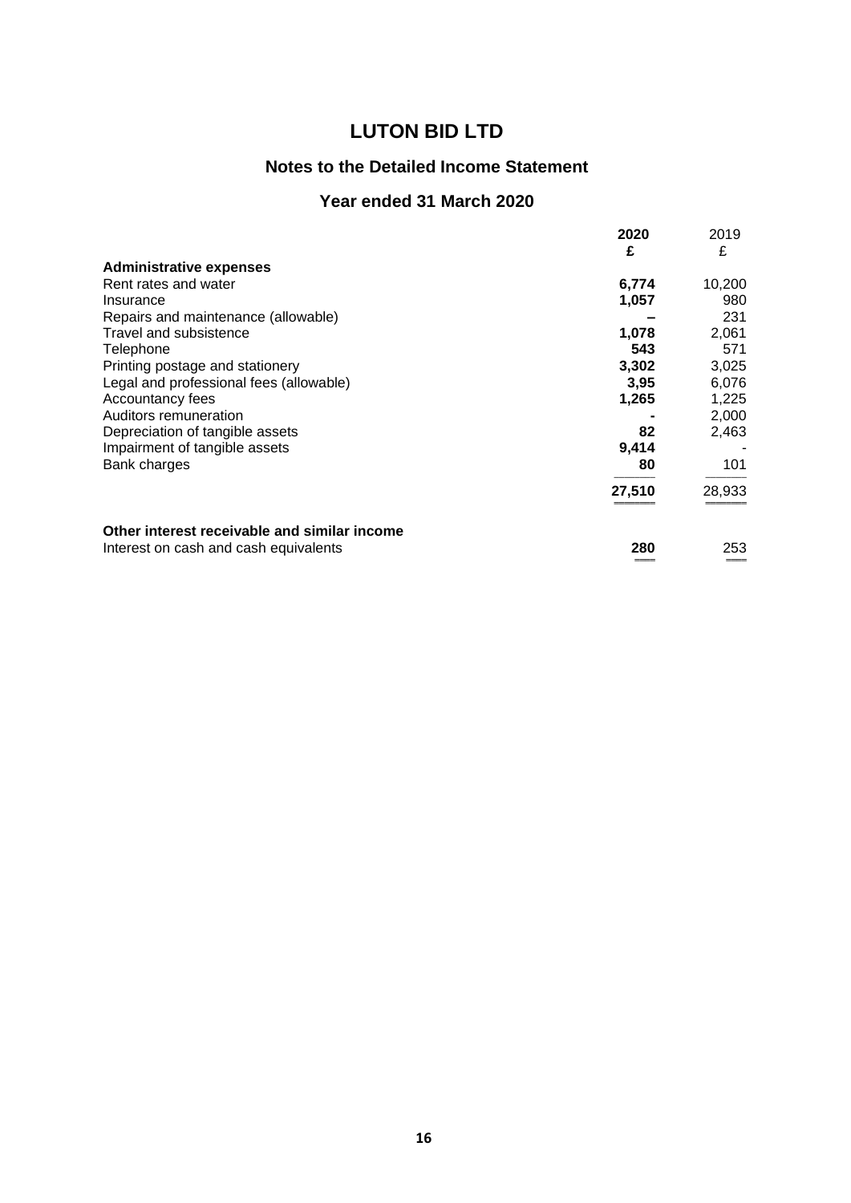# LUTON BID LTD

## Notes to the Detailed Income Statement

## Year ended 31 March 2020

| | 2020 | 2019 |
|---|---|---|
| | £ | £ |
| **Administrative expenses** | | |
| Rent rates and water | **6,774** | 10,200 |
| Insurance | **1,057** | 980 |
| Repairs and maintenance (allowable) | **–** | 231 |
| Travel and subsistence | **1,078** | 2,061 |
| Telephone | **543** | 571 |
| Printing postage and stationery | **3,302** | 3,025 |
| Legal and professional fees (allowable) | **3,95** | 6,076 |
| Accountancy fees | **1,265** | 1,225 |
| Auditors remuneration | **-** | 2,000 |
| Depreciation of tangible assets | **82** | 2,463 |
| Impairment of tangible assets | **9,414** | - |
| Bank charges | **80** | 101 |
| | **27,510** | 28,933 |
| **Other interest receivable and similar income** | | |
| Interest on cash and cash equivalents | **280** | 253 |